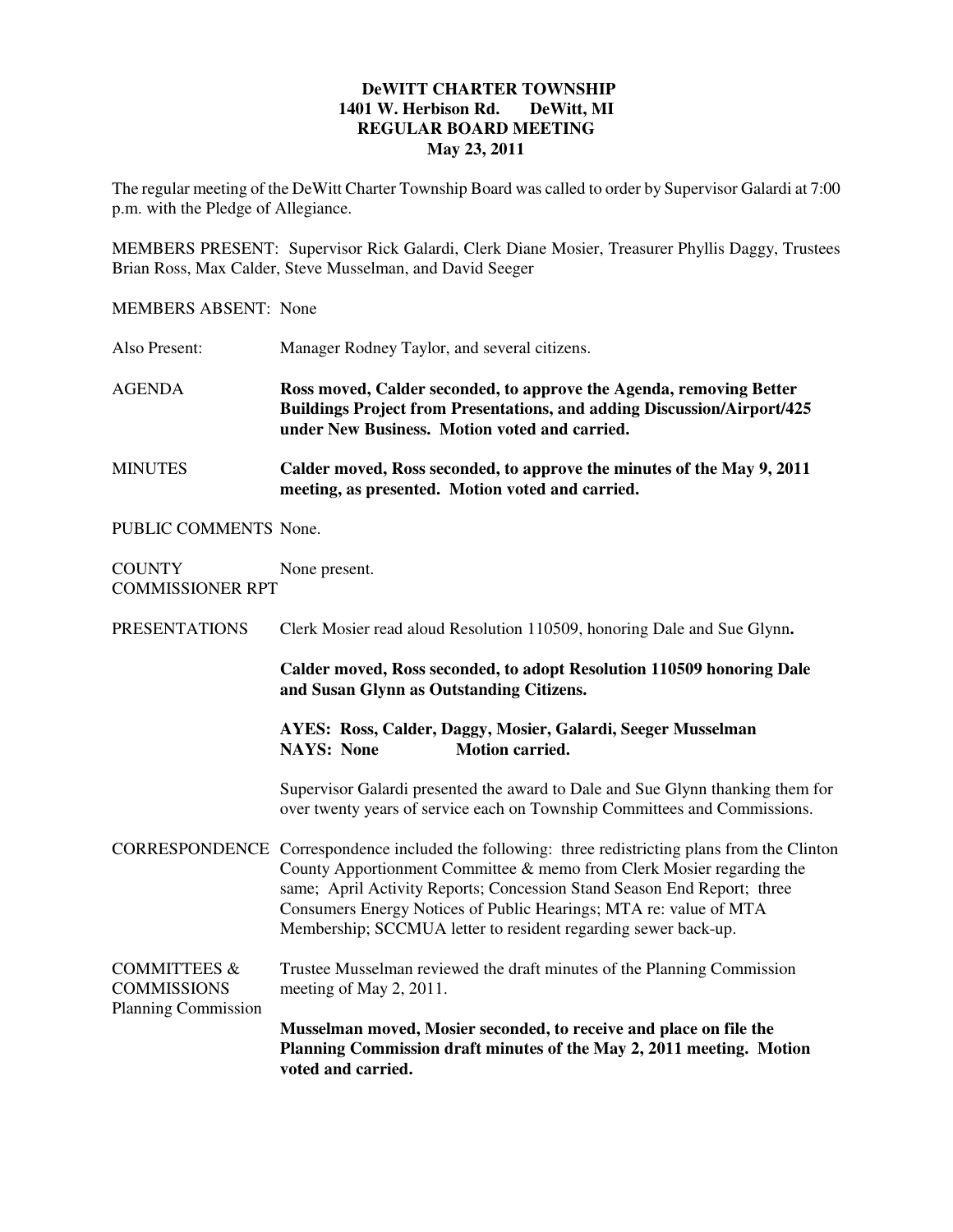# DeWITT CHARTER TOWNSHIP
**1401 W. Herbison Rd. DeWitt, MI**
**REGULAR BOARD MEETING**
**May 23, 2011**

The regular meeting of the DeWitt Charter Township Board was called to order by Supervisor Galardi at 7:00 p.m. with the Pledge of Allegiance.

MEMBERS PRESENT: Supervisor Rick Galardi, Clerk Diane Mosier, Treasurer Phyllis Daggy, Trustees Brian Ross, Max Calder, Steve Musselman, and David Seeger

MEMBERS ABSENT: None

Also Present: Manager Rodney Taylor, and several citizens.

AGENDA **Ross moved, Calder seconded, to approve the Agenda, removing Better Buildings Project from Presentations, and adding Discussion/Airport/425 under New Business. Motion voted and carried.**

MINUTES **Calder moved, Ross seconded, to approve the minutes of the May 9, 2011 meeting, as presented. Motion voted and carried.**

PUBLIC COMMENTS None.

COUNTY COMMISSIONER RPT None present.

PRESENTATIONS Clerk Mosier read aloud Resolution 110509, honoring Dale and Sue Glynn**.**

**Calder moved, Ross seconded, to adopt Resolution 110509 honoring Dale and Susan Glynn as Outstanding Citizens.**

**AYES: Ross, Calder, Daggy, Mosier, Galardi, Seeger Musselman**
**NAYS: None Motion carried.**

Supervisor Galardi presented the award to Dale and Sue Glynn thanking them for over twenty years of service each on Township Committees and Commissions.

CORRESPONDENCE Correspondence included the following: three redistricting plans from the Clinton County Apportionment Committee & memo from Clerk Mosier regarding the same; April Activity Reports; Concession Stand Season End Report; three Consumers Energy Notices of Public Hearings; MTA re: value of MTA Membership; SCCMUA letter to resident regarding sewer back-up.

COMMITTEES & COMMISSIONS
Planning Commission

Trustee Musselman reviewed the draft minutes of the Planning Commission meeting of May 2, 2011.

**Musselman moved, Mosier seconded, to receive and place on file the Planning Commission draft minutes of the May 2, 2011 meeting. Motion voted and carried.**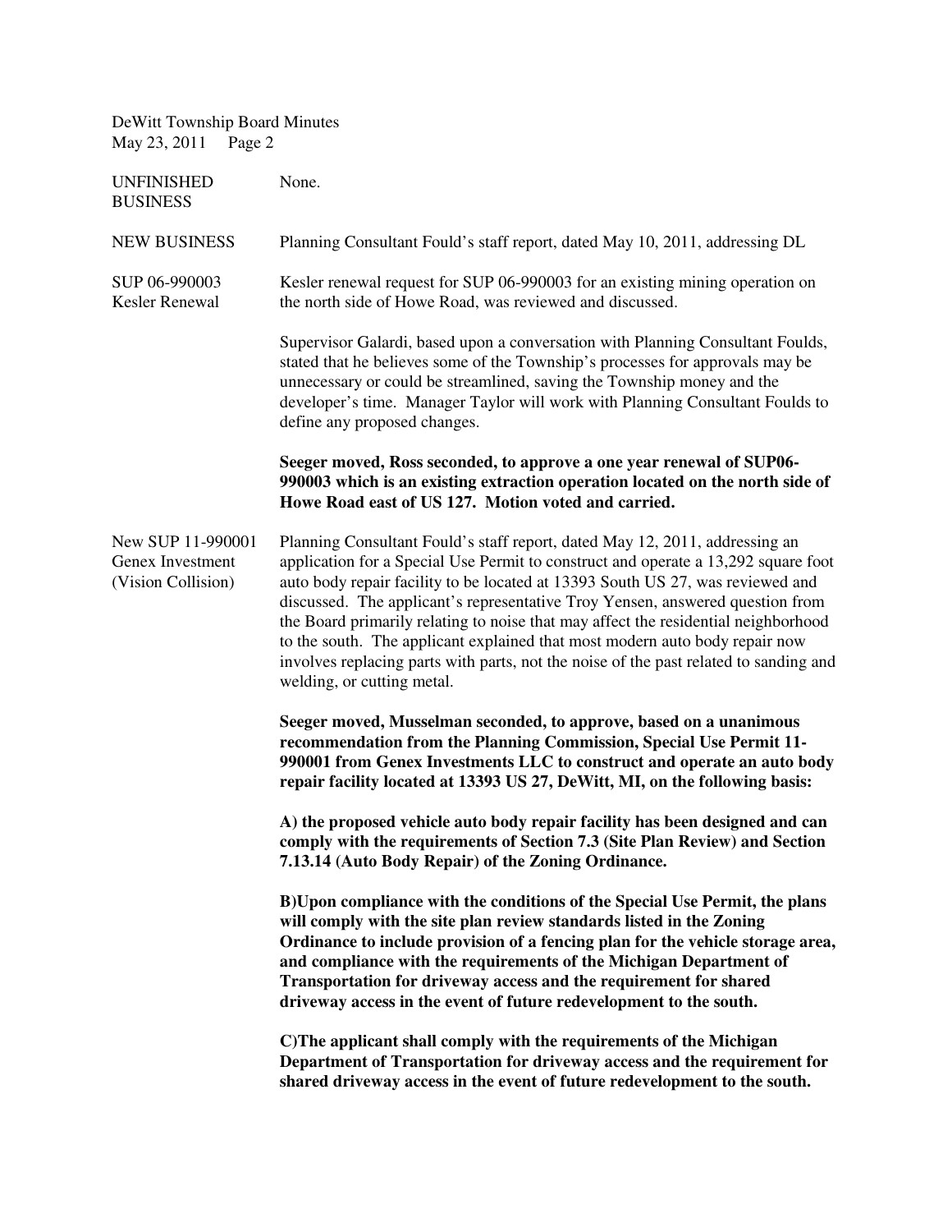| | |
|---|---|
| UNFINISHED BUSINESS | None. |
| NEW BUSINESS | Planning Consultant Fould's staff report, dated May 10, 2011, addressing DL |

**SUP 06-990003 Kesler Renewal**

Kesler renewal request for SUP 06-990003 for an existing mining operation on the north side of Howe Road, was reviewed and discussed.

Supervisor Galardi, based upon a conversation with Planning Consultant Foulds, stated that he believes some of the Township's processes for approvals may be unnecessary or could be streamlined, saving the Township money and the developer's time. Manager Taylor will work with Planning Consultant Foulds to define any proposed changes.

**Seeger moved, Ross seconded, to approve a one year renewal of SUP06-990003 which is an existing extraction operation located on the north side of Howe Road east of US 127. Motion voted and carried.**

**New SUP 11-990001 Genex Investment (Vision Collision)**

Planning Consultant Fould's staff report, dated May 12, 2011, addressing an application for a Special Use Permit to construct and operate a 13,292 square foot auto body repair facility to be located at 13393 South US 27, was reviewed and discussed. The applicant's representative Troy Yensen, answered question from the Board primarily relating to noise that may affect the residential neighborhood to the south. The applicant explained that most modern auto body repair now involves replacing parts with parts, not the noise of the past related to sanding and welding, or cutting metal.

**Seeger moved, Musselman seconded, to approve, based on a unanimous recommendation from the Planning Commission, Special Use Permit 11-990001 from Genex Investments LLC to construct and operate an auto body repair facility located at 13393 US 27, DeWitt, MI, on the following basis:**

**A) the proposed vehicle auto body repair facility has been designed and can comply with the requirements of Section 7.3 (Site Plan Review) and Section 7.13.14 (Auto Body Repair) of the Zoning Ordinance.**

**B)Upon compliance with the conditions of the Special Use Permit, the plans will comply with the site plan review standards listed in the Zoning Ordinance to include provision of a fencing plan for the vehicle storage area, and compliance with the requirements of the Michigan Department of Transportation for driveway access and the requirement for shared driveway access in the event of future redevelopment to the south.**

**C)The applicant shall comply with the requirements of the Michigan Department of Transportation for driveway access and the requirement for shared driveway access in the event of future redevelopment to the south.**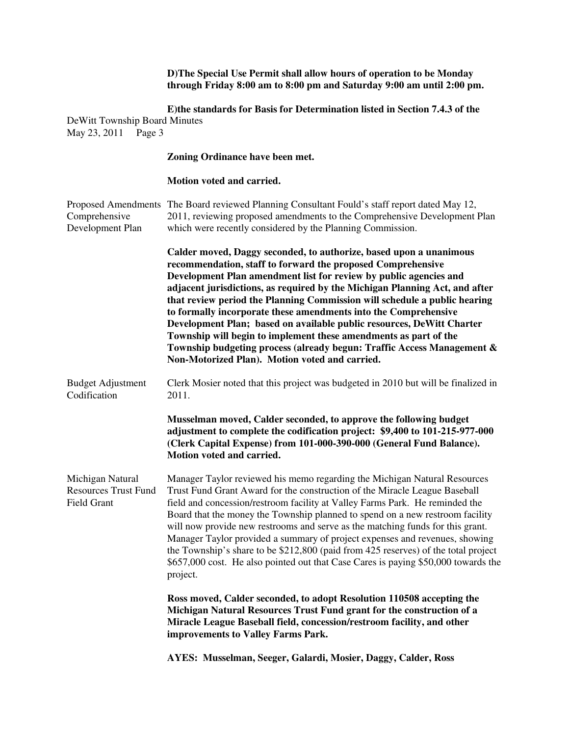**D)The Special Use Permit shall allow hours of operation to be Monday through Friday 8:00 am to 8:00 pm and Saturday 9:00 am until 2:00 pm.**

**E)the standards for Basis for Determination listed in Section 7.4.3 of the Zoning Ordinance have been met.**

**Motion voted and carried.**

Proposed Amendments Comprehensive Development Plan

The Board reviewed Planning Consultant Fould's staff report dated May 12, 2011, reviewing proposed amendments to the Comprehensive Development Plan which were recently considered by the Planning Commission.

**Calder moved, Daggy seconded, to authorize, based upon a unanimous recommendation, staff to forward the proposed Comprehensive Development Plan amendment list for review by public agencies and adjacent jurisdictions, as required by the Michigan Planning Act, and after that review period the Planning Commission will schedule a public hearing to formally incorporate these amendments into the Comprehensive Development Plan; based on available public resources, DeWitt Charter Township will begin to implement these amendments as part of the Township budgeting process (already begun: Traffic Access Management & Non-Motorized Plan). Motion voted and carried.**

Budget Adjustment Codification

Clerk Mosier noted that this project was budgeted in 2010 but will be finalized in 2011.

**Musselman moved, Calder seconded, to approve the following budget adjustment to complete the codification project: $9,400 to 101-215-977-000 (Clerk Capital Expense) from 101-000-390-000 (General Fund Balance). Motion voted and carried.**

Michigan Natural Resources Trust Fund Field Grant

Manager Taylor reviewed his memo regarding the Michigan Natural Resources Trust Fund Grant Award for the construction of the Miracle League Baseball field and concession/restroom facility at Valley Farms Park. He reminded the Board that the money the Township planned to spend on a new restroom facility will now provide new restrooms and serve as the matching funds for this grant. Manager Taylor provided a summary of project expenses and revenues, showing the Township's share to be $212,800 (paid from 425 reserves) of the total project $657,000 cost. He also pointed out that Case Cares is paying $50,000 towards the project.

**Ross moved, Calder seconded, to adopt Resolution 110508 accepting the Michigan Natural Resources Trust Fund grant for the construction of a Miracle League Baseball field, concession/restroom facility, and other improvements to Valley Farms Park.**

**AYES: Musselman, Seeger, Galardi, Mosier, Daggy, Calder, Ross**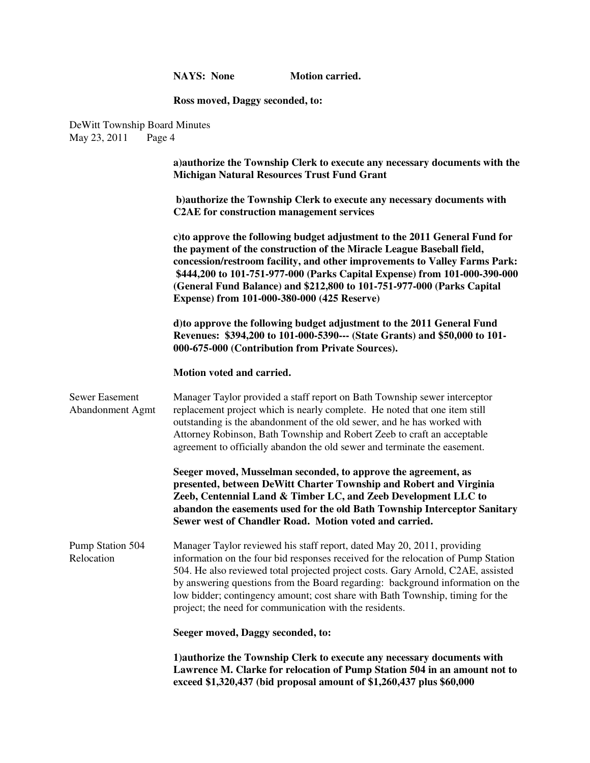**NAYS: None Motion carried.**

**Ross moved, Daggy seconded, to:**

**a)authorize the Township Clerk to execute any necessary documents with the Michigan Natural Resources Trust Fund Grant**

**b)authorize the Township Clerk to execute any necessary documents with C2AE for construction management services**

**c)to approve the following budget adjustment to the 2011 General Fund for the payment of the construction of the Miracle League Baseball field, concession/restroom facility, and other improvements to Valley Farms Park: $444,200 to 101-751-977-000 (Parks Capital Expense) from 101-000-390-000 (General Fund Balance) and $212,800 to 101-751-977-000 (Parks Capital Expense) from 101-000-380-000 (425 Reserve)**

**d)to approve the following budget adjustment to the 2011 General Fund Revenues: $394,200 to 101-000-5390--- (State Grants) and $50,000 to 101-000-675-000 (Contribution from Private Sources).**

**Motion voted and carried.**

Sewer Easement Abandonment Agmt

Manager Taylor provided a staff report on Bath Township sewer interceptor replacement project which is nearly complete. He noted that one item still outstanding is the abandonment of the old sewer, and he has worked with Attorney Robinson, Bath Township and Robert Zeeb to craft an acceptable agreement to officially abandon the old sewer and terminate the easement.

**Seeger moved, Musselman seconded, to approve the agreement, as presented, between DeWitt Charter Township and Robert and Virginia Zeeb, Centennial Land & Timber LC, and Zeeb Development LLC to abandon the easements used for the old Bath Township Interceptor Sanitary Sewer west of Chandler Road. Motion voted and carried.**

Pump Station 504 Relocation

Manager Taylor reviewed his staff report, dated May 20, 2011, providing information on the four bid responses received for the relocation of Pump Station 504. He also reviewed total projected project costs. Gary Arnold, C2AE, assisted by answering questions from the Board regarding: background information on the low bidder; contingency amount; cost share with Bath Township, timing for the project; the need for communication with the residents.

**Seeger moved, Daggy seconded, to:**

**1)authorize the Township Clerk to execute any necessary documents with Lawrence M. Clarke for relocation of Pump Station 504 in an amount not to exceed $1,320,437 (bid proposal amount of $1,260,437 plus $60,000**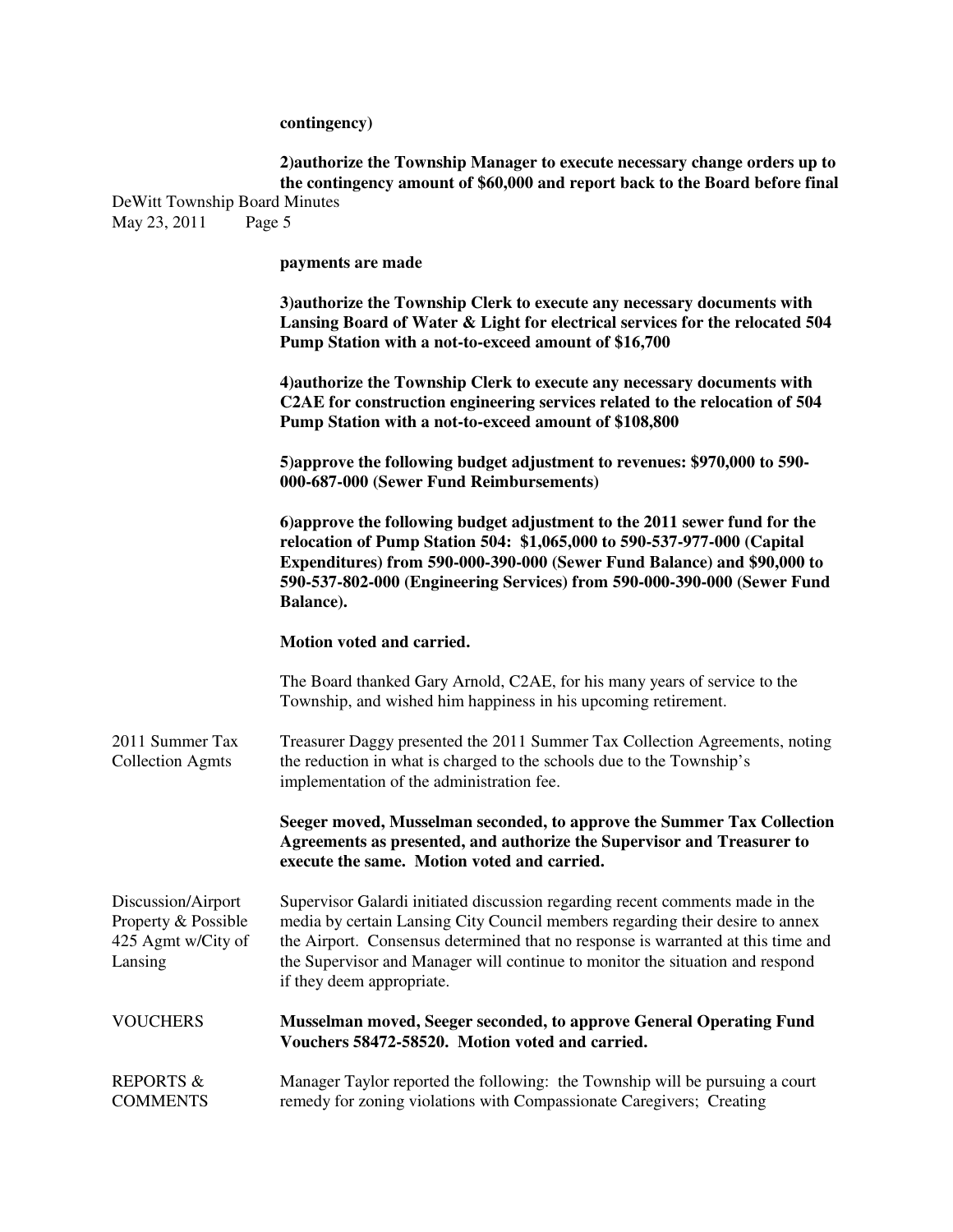**contingency)**

**2)authorize the Township Manager to execute necessary change orders up to the contingency amount of $60,000 and report back to the Board before final payments are made**

**3)authorize the Township Clerk to execute any necessary documents with Lansing Board of Water & Light for electrical services for the relocated 504 Pump Station with a not-to-exceed amount of $16,700**

**4)authorize the Township Clerk to execute any necessary documents with C2AE for construction engineering services related to the relocation of 504 Pump Station with a not-to-exceed amount of $108,800**

**5)approve the following budget adjustment to revenues: $970,000 to 590-000-687-000 (Sewer Fund Reimbursements)**

**6)approve the following budget adjustment to the 2011 sewer fund for the relocation of Pump Station 504: $1,065,000 to 590-537-977-000 (Capital Expenditures) from 590-000-390-000 (Sewer Fund Balance) and $90,000 to 590-537-802-000 (Engineering Services) from 590-000-390-000 (Sewer Fund Balance).**

**Motion voted and carried.**

The Board thanked Gary Arnold, C2AE, for his many years of service to the Township, and wished him happiness in his upcoming retirement.

2011 Summer Tax Collection Agmts

Treasurer Daggy presented the 2011 Summer Tax Collection Agreements, noting the reduction in what is charged to the schools due to the Township's implementation of the administration fee.

**Seeger moved, Musselman seconded, to approve the Summer Tax Collection Agreements as presented, and authorize the Supervisor and Treasurer to execute the same. Motion voted and carried.**

Discussion/Airport Property & Possible 425 Agmt w/City of Lansing

Supervisor Galardi initiated discussion regarding recent comments made in the media by certain Lansing City Council members regarding their desire to annex the Airport. Consensus determined that no response is warranted at this time and the Supervisor and Manager will continue to monitor the situation and respond if they deem appropriate.

VOUCHERS

**Musselman moved, Seeger seconded, to approve General Operating Fund Vouchers 58472-58520. Motion voted and carried.**

REPORTS & COMMENTS

Manager Taylor reported the following: the Township will be pursuing a court remedy for zoning violations with Compassionate Caregivers; Creating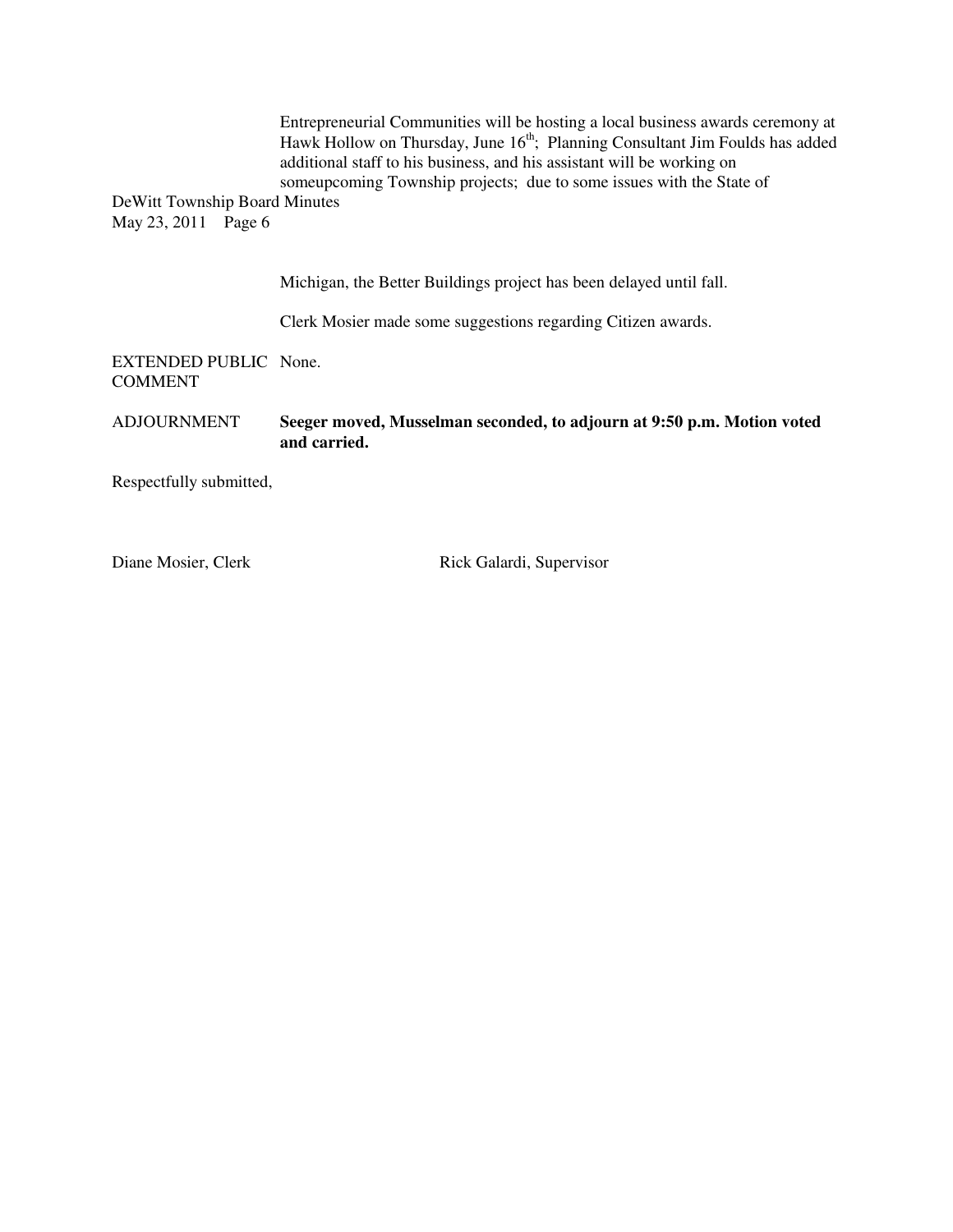Entrepreneurial Communities will be hosting a local business awards ceremony at Hawk Hollow on Thursday, June 16th; Planning Consultant Jim Foulds has added additional staff to his business, and his assistant will be working on someupcoming Township projects; due to some issues with the State of Michigan, the Better Buildings project has been delayed until fall.

Clerk Mosier made some suggestions regarding Citizen awards.

EXTENDED PUBLIC COMMENT None.

ADJOURNMENT **Seeger moved, Musselman seconded, to adjourn at 9:50 p.m. Motion voted and carried.**

Respectfully submitted,

Diane Mosier, Clerk Rick Galardi, Supervisor